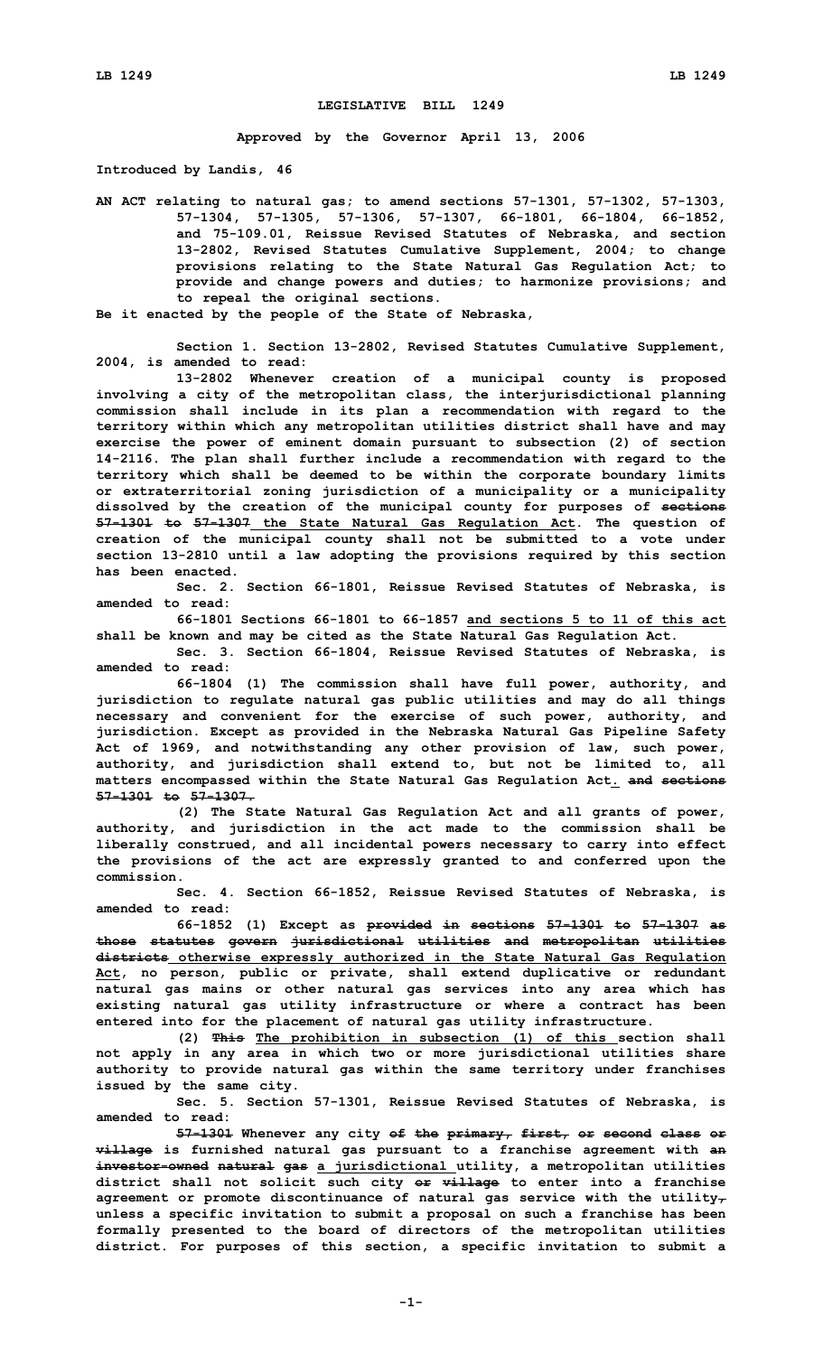# LEGISLATIVE BILL 1249

**Approved by the Governor April 13, 2006**

**Introduced by Landis, 46**

**AN ACT relating to natural gas; to amend sections 57-1301, 57-1302, 57-1303, 57-1304, 57-1305, 57-1306, 57-1307, 66-1801, 66-1804, 66-1852, and 75-109.01, Reissue Revised Statutes of Nebraska, and section 13-2802, Revised Statutes Cumulative Supplement, 2004; to change provisions relating to the State Natural Gas Regulation Act; to provide and change powers and duties; to harmonize provisions; and to repeal the original sections.**

**Be it enacted by the people of the State of Nebraska,**

**Section 1. Section 13-2802, Revised Statutes Cumulative Supplement, 2004, is amended to read:**

**13-2802 Whenever creation of a municipal county is proposed involving a city of the metropolitan class, the interjurisdictional planning commission shall include in its plan a recommendation with regard to the territory within which any metropolitan utilities district shall have and may exercise the power of eminent domain pursuant to subsection (2) of section 14-2116. The plan shall further include a recommendation with regard to the territory which shall be deemed to be within the corporate boundary limits or extraterritorial zoning jurisdiction of a municipality or a municipality dissolved by the creation of the municipal county for purposes of ~~sections 57-1301 to 57-1307~~ <u>the State Natural Gas Regulation Act</u>. The question of creation of the municipal county shall not be submitted to a vote under section 13-2810 until a law adopting the provisions required by this section has been enacted.**

**Sec. 2. Section 66-1801, Reissue Revised Statutes of Nebraska, is amended to read:**

**66-1801 Sections 66-1801 to 66-1857 <u>and sections 5 to 11 of this act</u> shall be known and may be cited as the State Natural Gas Regulation Act.**

**Sec. 3. Section 66-1804, Reissue Revised Statutes of Nebraska, is amended to read:**

**66-1804 (1) The commission shall have full power, authority, and jurisdiction to regulate natural gas public utilities and may do all things necessary and convenient for the exercise of such power, authority, and jurisdiction. Except as provided in the Nebraska Natural Gas Pipeline Safety Act of 1969, and notwithstanding any other provision of law, such power, authority, and jurisdiction shall extend to, but not be limited to, all matters encompassed within the State Natural Gas Regulation Act<u>.</u> ~~and sections 57-1301 to 57-1307.~~**

**(2) The State Natural Gas Regulation Act and all grants of power, authority, and jurisdiction in the act made to the commission shall be liberally construed, and all incidental powers necessary to carry into effect the provisions of the act are expressly granted to and conferred upon the commission.**

**Sec. 4. Section 66-1852, Reissue Revised Statutes of Nebraska, is amended to read:**

**66-1852 (1) Except as ~~provided in sections 57-1301 to 57-1307 as those statutes govern jurisdictional utilities and metropolitan utilities districts~~ <u>otherwise expressly authorized in the State Natural Gas Regulation Act</u>, no person, public or private, shall extend duplicative or redundant natural gas mains or other natural gas services into any area which has existing natural gas utility infrastructure or where a contract has been entered into for the placement of natural gas utility infrastructure.**

**(2) ~~This~~ <u>The prohibition in subsection (1) of this</u> section shall not apply in any area in which two or more jurisdictional utilities share authority to provide natural gas within the same territory under franchises issued by the same city.**

**Sec. 5. Section 57-1301, Reissue Revised Statutes of Nebraska, is amended to read:**

**~~57-1301~~ Whenever any city ~~of the primary, first, or second class or village~~ is furnished natural gas pursuant to a franchise agreement with ~~an investor-owned natural gas~~ <u>a jurisdictional</u> utility, a metropolitan utilities district shall not solicit such city ~~or village~~ to enter into a franchise agreement or promote discontinuance of natural gas service with the utility~~,~~ unless a specific invitation to submit a proposal on such a franchise has been formally presented to the board of directors of the metropolitan utilities district. For purposes of this section, a specific invitation to submit a**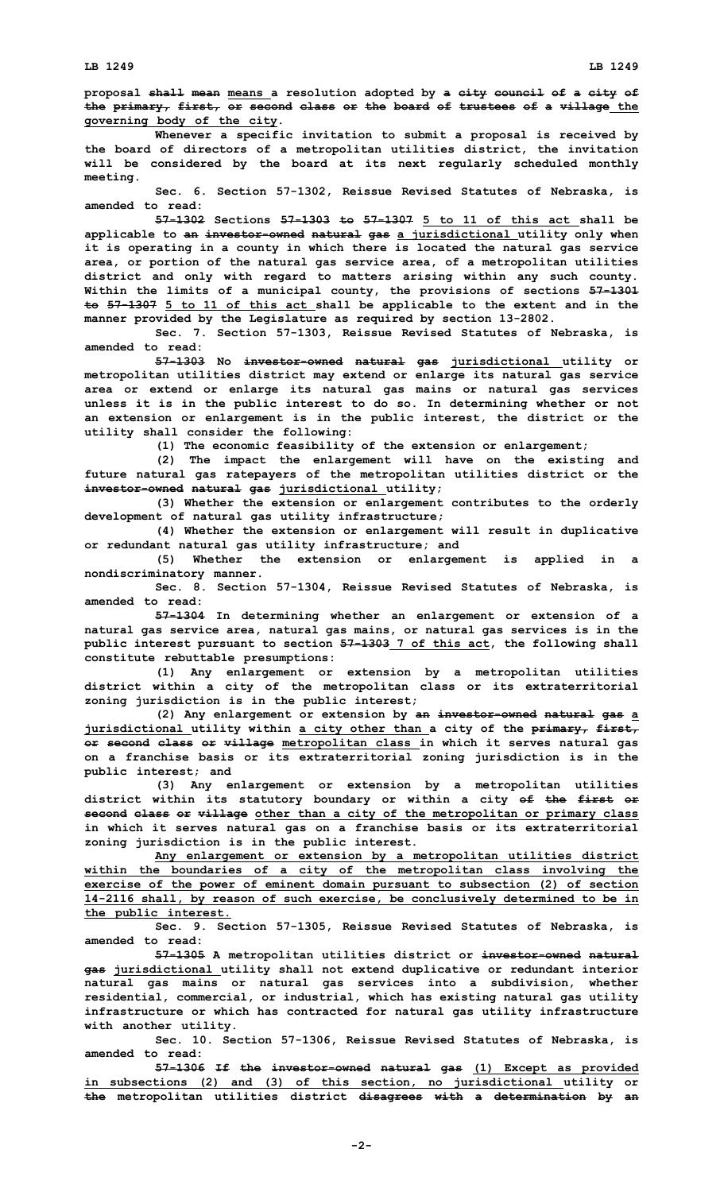**proposal shall mean means a resolution adopted by a city council of a city of the primary, first, or second class or the board of trustees of a village the governing body of the city.**

**Whenever a specific invitation to submit a proposal is received by the board of directors of a metropolitan utilities district, the invitation will be considered by the board at its next regularly scheduled monthly meeting.**

**Sec. 6. Section 57-1302, Reissue Revised Statutes of Nebraska, is amended to read:**

**57-1302 Sections 57-1303 to 57-1307 5 to 11 of this act shall be applicable to an investor-owned natural gas a jurisdictional utility only when it is operating in a county in which there is located the natural gas service area, or portion of the natural gas service area, of a metropolitan utilities district and only with regard to matters arising within any such county. Within the limits of a municipal county, the provisions of sections 57-1301 to 57-1307 5 to 11 of this act shall be applicable to the extent and in the manner provided by the Legislature as required by section 13-2802.**

**Sec. 7. Section 57-1303, Reissue Revised Statutes of Nebraska, is amended to read:**

**57-1303 No investor-owned natural gas jurisdictional utility or metropolitan utilities district may extend or enlarge its natural gas service area or extend or enlarge its natural gas mains or natural gas services unless it is in the public interest to do so. In determining whether or not an extension or enlargement is in the public interest, the district or the utility shall consider the following:**

**(1) The economic feasibility of the extension or enlargement;**

**(2) The impact the enlargement will have on the existing and future natural gas ratepayers of the metropolitan utilities district or the investor-owned natural gas jurisdictional utility;**

**(3) Whether the extension or enlargement contributes to the orderly development of natural gas utility infrastructure;**

**(4) Whether the extension or enlargement will result in duplicative or redundant natural gas utility infrastructure; and**

**(5) Whether the extension or enlargement is applied in a nondiscriminatory manner.**

**Sec. 8. Section 57-1304, Reissue Revised Statutes of Nebraska, is amended to read:**

**57-1304 In determining whether an enlargement or extension of a natural gas service area, natural gas mains, or natural gas services is in the public interest pursuant to section 57-1303 7 of this act, the following shall constitute rebuttable presumptions:**

**(1) Any enlargement or extension by a metropolitan utilities district within a city of the metropolitan class or its extraterritorial zoning jurisdiction is in the public interest;**

**(2) Any enlargement or extension by an investor-owned natural gas a jurisdictional utility within a city other than a city of the primary, first, or second class or village metropolitan class in which it serves natural gas on a franchise basis or its extraterritorial zoning jurisdiction is in the public interest; and**

**(3) Any enlargement or extension by a metropolitan utilities district within its statutory boundary or within a city of the first or second class or village other than a city of the metropolitan or primary class in which it serves natural gas on a franchise basis or its extraterritorial zoning jurisdiction is in the public interest.**

**Any enlargement or extension by a metropolitan utilities district within the boundaries of a city of the metropolitan class involving the exercise of the power of eminent domain pursuant to subsection (2) of section 14-2116 shall, by reason of such exercise, be conclusively determined to be in the public interest.**

**Sec. 9. Section 57-1305, Reissue Revised Statutes of Nebraska, is amended to read:**

**57-1305 A metropolitan utilities district or investor-owned natural gas jurisdictional utility shall not extend duplicative or redundant interior natural gas mains or natural gas services into a subdivision, whether residential, commercial, or industrial, which has existing natural gas utility infrastructure or which has contracted for natural gas utility infrastructure with another utility.**

**Sec. 10. Section 57-1306, Reissue Revised Statutes of Nebraska, is amended to read:**

**57-1306 If the investor-owned natural gas (1) Except as provided in subsections (2) and (3) of this section, no jurisdictional utility or the metropolitan utilities district disagrees with a determination by an**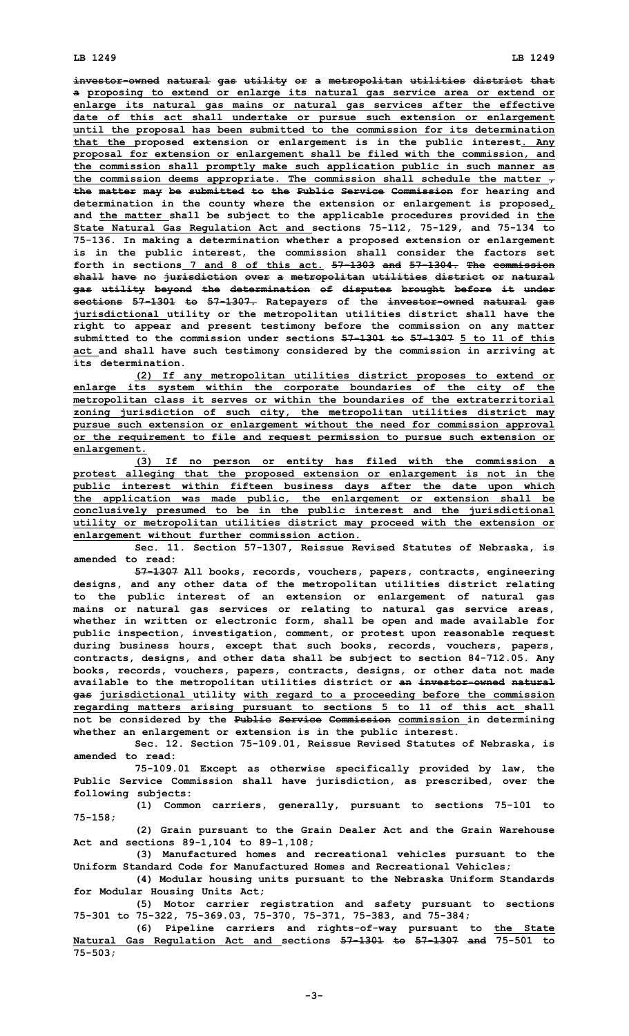investor-owned natural gas utility or a metropolitan utilities district that a proposing to extend or enlarge its natural gas service area or extend or enlarge its natural gas mains or natural gas services after the effective date of this act shall undertake or pursue such extension or enlargement until the proposal has been submitted to the commission for its determination that the proposed extension or enlargement is in the public interest. Any proposal for extension or enlargement shall be filed with the commission, and the commission shall promptly make such application public in such manner as the commission deems appropriate. The commission shall schedule the matter , the matter may be submitted to the Public Service Commission for hearing and determination in the county where the extension or enlargement is proposed, and the matter shall be subject to the applicable procedures provided in the State Natural Gas Regulation Act and sections 75-112, 75-129, and 75-134 to 75-136. In making a determination whether a proposed extension or enlargement is in the public interest, the commission shall consider the factors set forth in sections 7 and 8 of this act. 57-1303 and 57-1304. The commission shall have no jurisdiction over a metropolitan utilities district or natural gas utility beyond the determination of disputes brought before it under sections 57-1301 to 57-1307. Ratepayers of the investor-owned natural gas jurisdictional utility or the metropolitan utilities district shall have the right to appear and present testimony before the commission on any matter submitted to the commission under sections 57-1301 to 57-1307 5 to 11 of this act and shall have such testimony considered by the commission in arriving at its determination.

(2) If any metropolitan utilities district proposes to extend or enlarge its system within the corporate boundaries of the city of the metropolitan class it serves or within the boundaries of the extraterritorial zoning jurisdiction of such city, the metropolitan utilities district may pursue such extension or enlargement without the need for commission approval or the requirement to file and request permission to pursue such extension or enlargement.

(3) If no person or entity has filed with the commission a protest alleging that the proposed extension or enlargement is not in the public interest within fifteen business days after the date upon which the application was made public, the enlargement or extension shall be conclusively presumed to be in the public interest and the jurisdictional utility or metropolitan utilities district may proceed with the extension or enlargement without further commission action.

Sec. 11. Section 57-1307, Reissue Revised Statutes of Nebraska, is amended to read:

57-1307 All books, records, vouchers, papers, contracts, engineering designs, and any other data of the metropolitan utilities district relating to the public interest of an extension or enlargement of natural gas mains or natural gas services or relating to natural gas service areas, whether in written or electronic form, shall be open and made available for public inspection, investigation, comment, or protest upon reasonable request during business hours, except that such books, records, vouchers, papers, contracts, designs, and other data shall be subject to section 84-712.05. Any books, records, vouchers, papers, contracts, designs, or other data not made available to the metropolitan utilities district or an investor-owned natural gas jurisdictional utility with regard to a proceeding before the commission regarding matters arising pursuant to sections 5 to 11 of this act shall not be considered by the Public Service Commission commission in determining whether an enlargement or extension is in the public interest.

Sec. 12. Section 75-109.01, Reissue Revised Statutes of Nebraska, is amended to read:

75-109.01 Except as otherwise specifically provided by law, the Public Service Commission shall have jurisdiction, as prescribed, over the following subjects:

(1) Common carriers, generally, pursuant to sections 75-101 to 75-158;

(2) Grain pursuant to the Grain Dealer Act and the Grain Warehouse Act and sections 89-1,104 to 89-1,108;

(3) Manufactured homes and recreational vehicles pursuant to the Uniform Standard Code for Manufactured Homes and Recreational Vehicles;

(4) Modular housing units pursuant to the Nebraska Uniform Standards for Modular Housing Units Act;

(5) Motor carrier registration and safety pursuant to sections 75-301 to 75-322, 75-369.03, 75-370, 75-371, 75-383, and 75-384;

(6) Pipeline carriers and rights-of-way pursuant to the State Natural Gas Regulation Act and sections 57-1301 to 57-1307 and 75-501 to 75-503;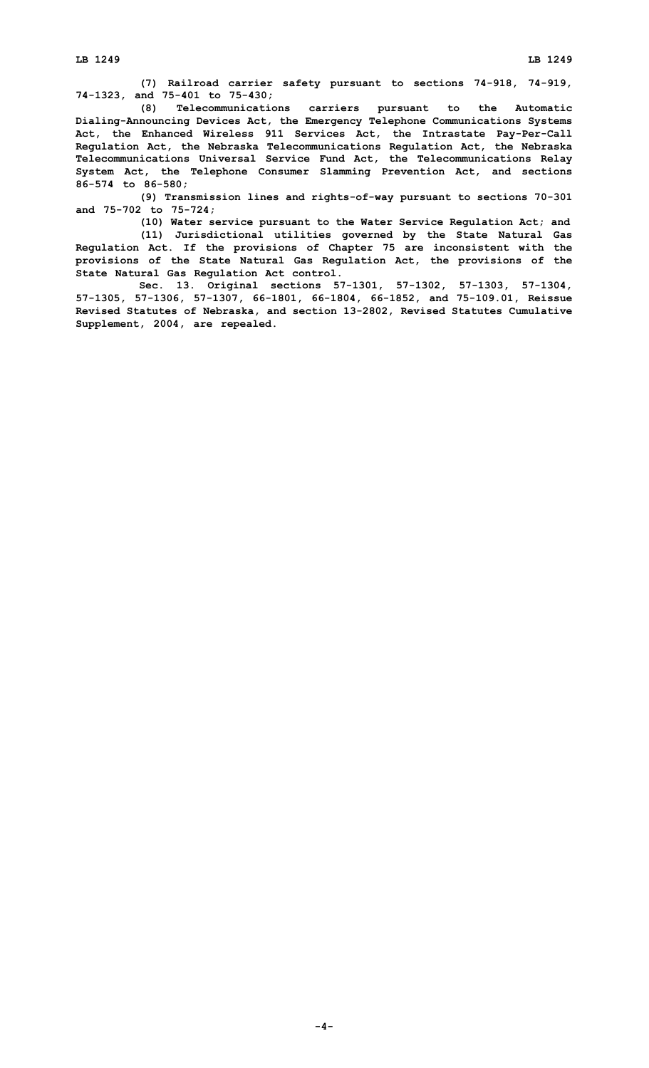(7) Railroad carrier safety pursuant to sections 74-918, 74-919, 74-1323, and 75-401 to 75-430;

(8) Telecommunications carriers pursuant to the Automatic Dialing-Announcing Devices Act, the Emergency Telephone Communications Systems Act, the Enhanced Wireless 911 Services Act, the Intrastate Pay-Per-Call Regulation Act, the Nebraska Telecommunications Regulation Act, the Nebraska Telecommunications Universal Service Fund Act, the Telecommunications Relay System Act, the Telephone Consumer Slamming Prevention Act, and sections 86-574 to 86-580;

(9) Transmission lines and rights-of-way pursuant to sections 70-301 and 75-702 to 75-724;

(10) Water service pursuant to the Water Service Regulation Act; and

(11) Jurisdictional utilities governed by the State Natural Gas Regulation Act. If the provisions of Chapter 75 are inconsistent with the provisions of the State Natural Gas Regulation Act, the provisions of the State Natural Gas Regulation Act control.

Sec. 13. Original sections 57-1301, 57-1302, 57-1303, 57-1304, 57-1305, 57-1306, 57-1307, 66-1801, 66-1804, 66-1852, and 75-109.01, Reissue Revised Statutes of Nebraska, and section 13-2802, Revised Statutes Cumulative Supplement, 2004, are repealed.